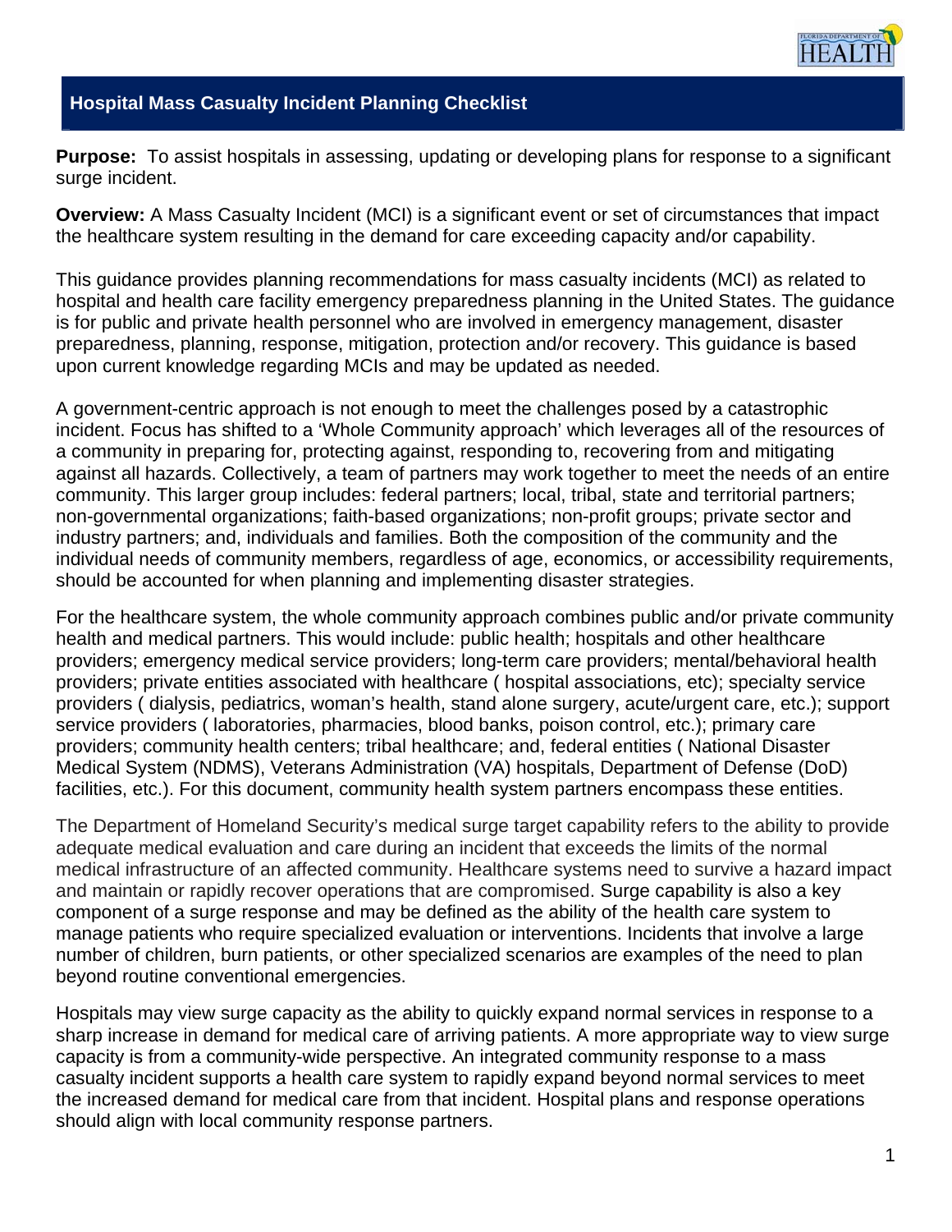# Hospital Mass Casualty Incident Planning Checklist

**Purpose:** To assist hospitals in assessing, updating or developing plans for response to a significant surge incident.

**Overview:** A Mass Casualty Incident (MCI) is a significant event or set of circumstances that impact the healthcare system resulting in the demand for care exceeding capacity and/or capability.

This guidance provides planning recommendations for mass casualty incidents (MCI) as related to hospital and health care facility emergency preparedness planning in the United States. The guidance is for public and private health personnel who are involved in emergency management, disaster preparedness, planning, response, mitigation, protection and/or recovery. This guidance is based upon current knowledge regarding MCIs and may be updated as needed.

A government-centric approach is not enough to meet the challenges posed by a catastrophic incident. Focus has shifted to a 'Whole Community approach' which leverages all of the resources of a community in preparing for, protecting against, responding to, recovering from and mitigating against all hazards. Collectively, a team of partners may work together to meet the needs of an entire community. This larger group includes: federal partners; local, tribal, state and territorial partners; non-governmental organizations; faith-based organizations; non-profit groups; private sector and industry partners; and, individuals and families. Both the composition of the community and the individual needs of community members, regardless of age, economics, or accessibility requirements, should be accounted for when planning and implementing disaster strategies.

For the healthcare system, the whole community approach combines public and/or private community health and medical partners. This would include: public health; hospitals and other healthcare providers; emergency medical service providers; long-term care providers; mental/behavioral health providers; private entities associated with healthcare ( hospital associations, etc); specialty service providers ( dialysis, pediatrics, woman's health, stand alone surgery, acute/urgent care, etc.); support service providers ( laboratories, pharmacies, blood banks, poison control, etc.); primary care providers; community health centers; tribal healthcare; and, federal entities ( National Disaster Medical System (NDMS), Veterans Administration (VA) hospitals, Department of Defense (DoD) facilities, etc.). For this document, community health system partners encompass these entities.

The Department of Homeland Security's medical surge target capability refers to the ability to provide adequate medical evaluation and care during an incident that exceeds the limits of the normal medical infrastructure of an affected community. Healthcare systems need to survive a hazard impact and maintain or rapidly recover operations that are compromised. Surge capability is also a key component of a surge response and may be defined as the ability of the health care system to manage patients who require specialized evaluation or interventions. Incidents that involve a large number of children, burn patients, or other specialized scenarios are examples of the need to plan beyond routine conventional emergencies.

Hospitals may view surge capacity as the ability to quickly expand normal services in response to a sharp increase in demand for medical care of arriving patients. A more appropriate way to view surge capacity is from a community-wide perspective. An integrated community response to a mass casualty incident supports a health care system to rapidly expand beyond normal services to meet the increased demand for medical care from that incident. Hospital plans and response operations should align with local community response partners.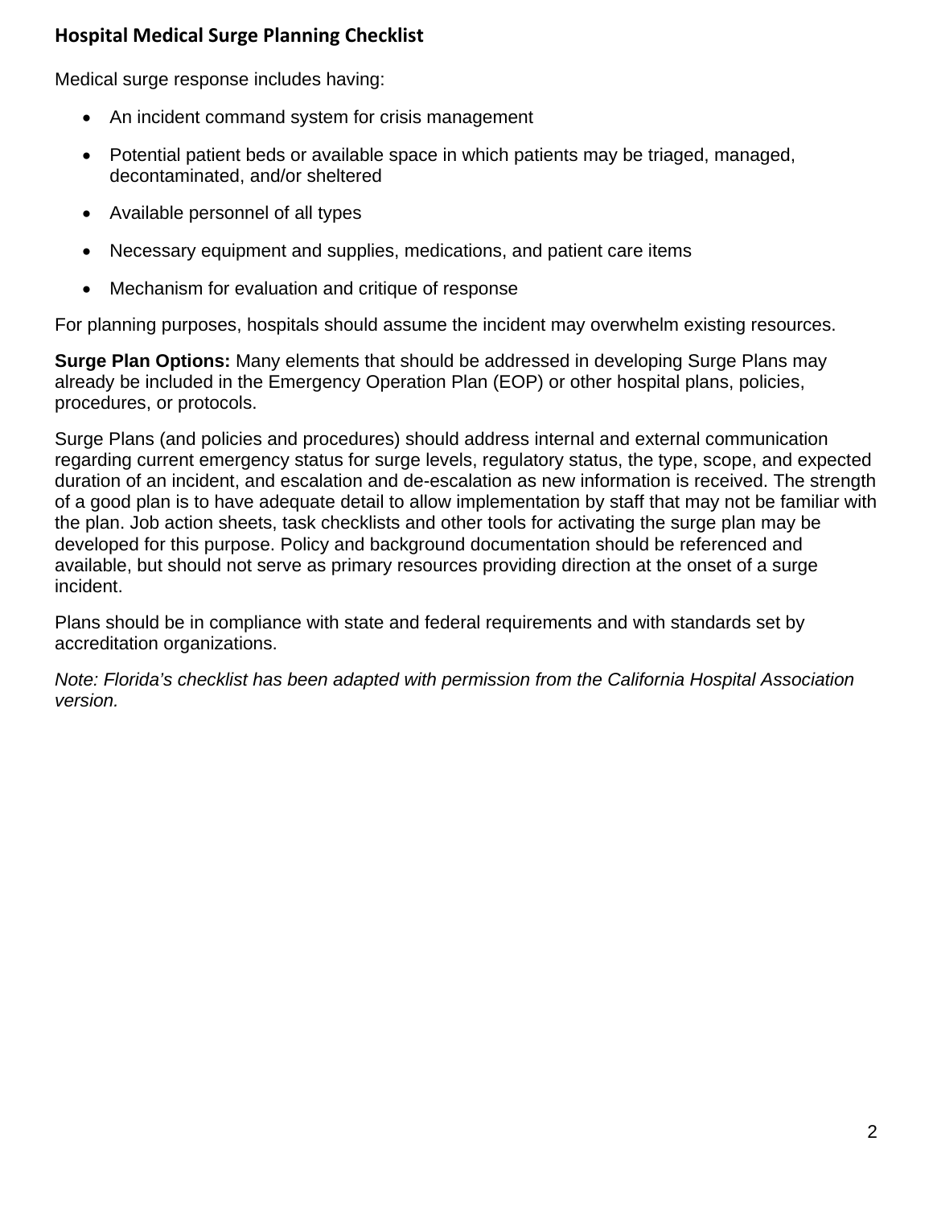## Hospital Medical Surge Planning Checklist

Medical surge response includes having:

- An incident command system for crisis management
- Potential patient beds or available space in which patients may be triaged, managed, decontaminated, and/or sheltered
- Available personnel of all types
- Necessary equipment and supplies, medications, and patient care items
- Mechanism for evaluation and critique of response

For planning purposes, hospitals should assume the incident may overwhelm existing resources.

**Surge Plan Options:** Many elements that should be addressed in developing Surge Plans may already be included in the Emergency Operation Plan (EOP) or other hospital plans, policies, procedures, or protocols.

Surge Plans (and policies and procedures) should address internal and external communication regarding current emergency status for surge levels, regulatory status, the type, scope, and expected duration of an incident, and escalation and de-escalation as new information is received. The strength of a good plan is to have adequate detail to allow implementation by staff that may not be familiar with the plan. Job action sheets, task checklists and other tools for activating the surge plan may be developed for this purpose. Policy and background documentation should be referenced and available, but should not serve as primary resources providing direction at the onset of a surge incident.

Plans should be in compliance with state and federal requirements and with standards set by accreditation organizations.

*Note: Florida's checklist has been adapted with permission from the California Hospital Association version.*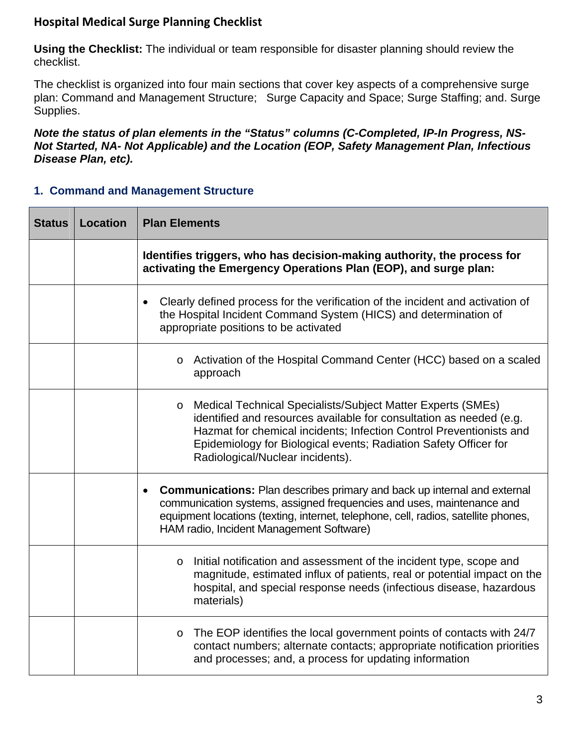## Hospital Medical Surge Planning Checklist

**Using the Checklist:** The individual or team responsible for disaster planning should review the checklist.

The checklist is organized into four main sections that cover key aspects of a comprehensive surge plan: Command and Management Structure; Surge Capacity and Space; Surge Staffing; and. Surge Supplies.

***Note the status of plan elements in the "Status" columns (C-Completed, IP-In Progress, NS-Not Started, NA- Not Applicable) and the Location (EOP, Safety Management Plan, Infectious Disease Plan, etc).***

### 1. Command and Management Structure

| Status | Location | Plan Elements |
|---|---|---|
| | | **Identifies triggers, who has decision-making authority, the process for activating the Emergency Operations Plan (EOP), and surge plan:** |
| | | • Clearly defined process for the verification of the incident and activation of the Hospital Incident Command System (HICS) and determination of appropriate positions to be activated |
| | | o Activation of the Hospital Command Center (HCC) based on a scaled approach |
| | | o Medical Technical Specialists/Subject Matter Experts (SMEs) identified and resources available for consultation as needed (e.g. Hazmat for chemical incidents; Infection Control Preventionists and Epidemiology for Biological events; Radiation Safety Officer for Radiological/Nuclear incidents). |
| | | • **Communications:** Plan describes primary and back up internal and external communication systems, assigned frequencies and uses, maintenance and equipment locations (texting, internet, telephone, cell, radios, satellite phones, HAM radio, Incident Management Software) |
| | | o Initial notification and assessment of the incident type, scope and magnitude, estimated influx of patients, real or potential impact on the hospital, and special response needs (infectious disease, hazardous materials) |
| | | o The EOP identifies the local government points of contacts with 24/7 contact numbers; alternate contacts; appropriate notification priorities and processes; and, a process for updating information |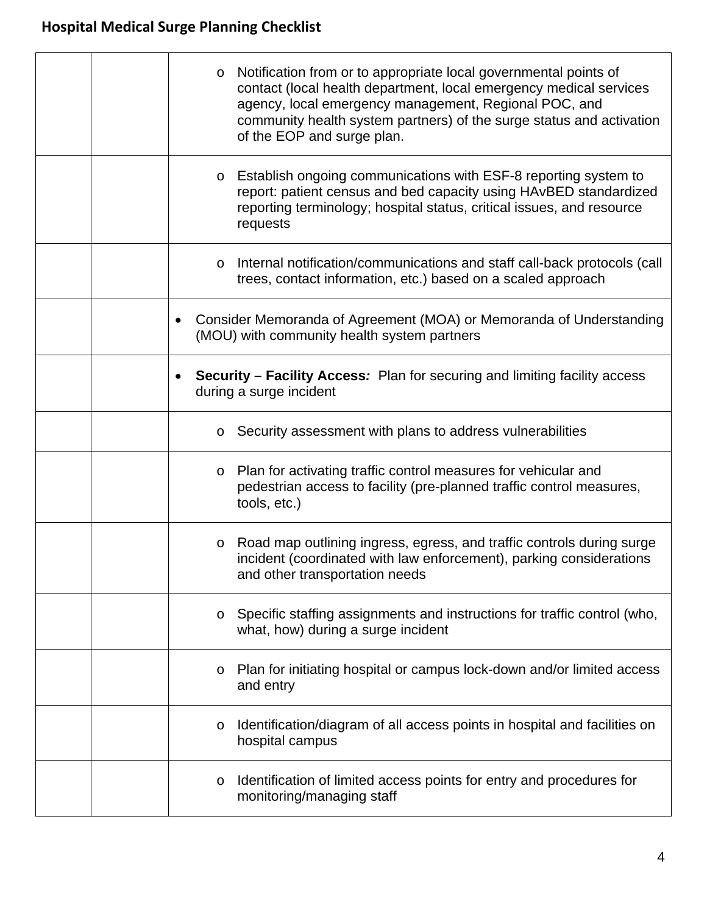| | | |
|---|---|---|
| | | o Notification from or to appropriate local governmental points of contact (local health department, local emergency medical services agency, local emergency management, Regional POC, and community health system partners) of the surge status and activation of the EOP and surge plan. |
| | | o Establish ongoing communications with ESF-8 reporting system to report: patient census and bed capacity using HAvBED standardized reporting terminology; hospital status, critical issues, and resource requests |
| | | o Internal notification/communications and staff call-back protocols (call trees, contact information, etc.) based on a scaled approach |
| | | • Consider Memoranda of Agreement (MOA) or Memoranda of Understanding (MOU) with community health system partners |
| | | • **Security – Facility Access*:*** Plan for securing and limiting facility access during a surge incident |
| | | o Security assessment with plans to address vulnerabilities |
| | | o Plan for activating traffic control measures for vehicular and pedestrian access to facility (pre-planned traffic control measures, tools, etc.) |
| | | o Road map outlining ingress, egress, and traffic controls during surge incident (coordinated with law enforcement), parking considerations and other transportation needs |
| | | o Specific staffing assignments and instructions for traffic control (who, what, how) during a surge incident |
| | | o Plan for initiating hospital or campus lock-down and/or limited access and entry |
| | | o Identification/diagram of all access points in hospital and facilities on hospital campus |
| | | o Identification of limited access points for entry and procedures for monitoring/managing staff |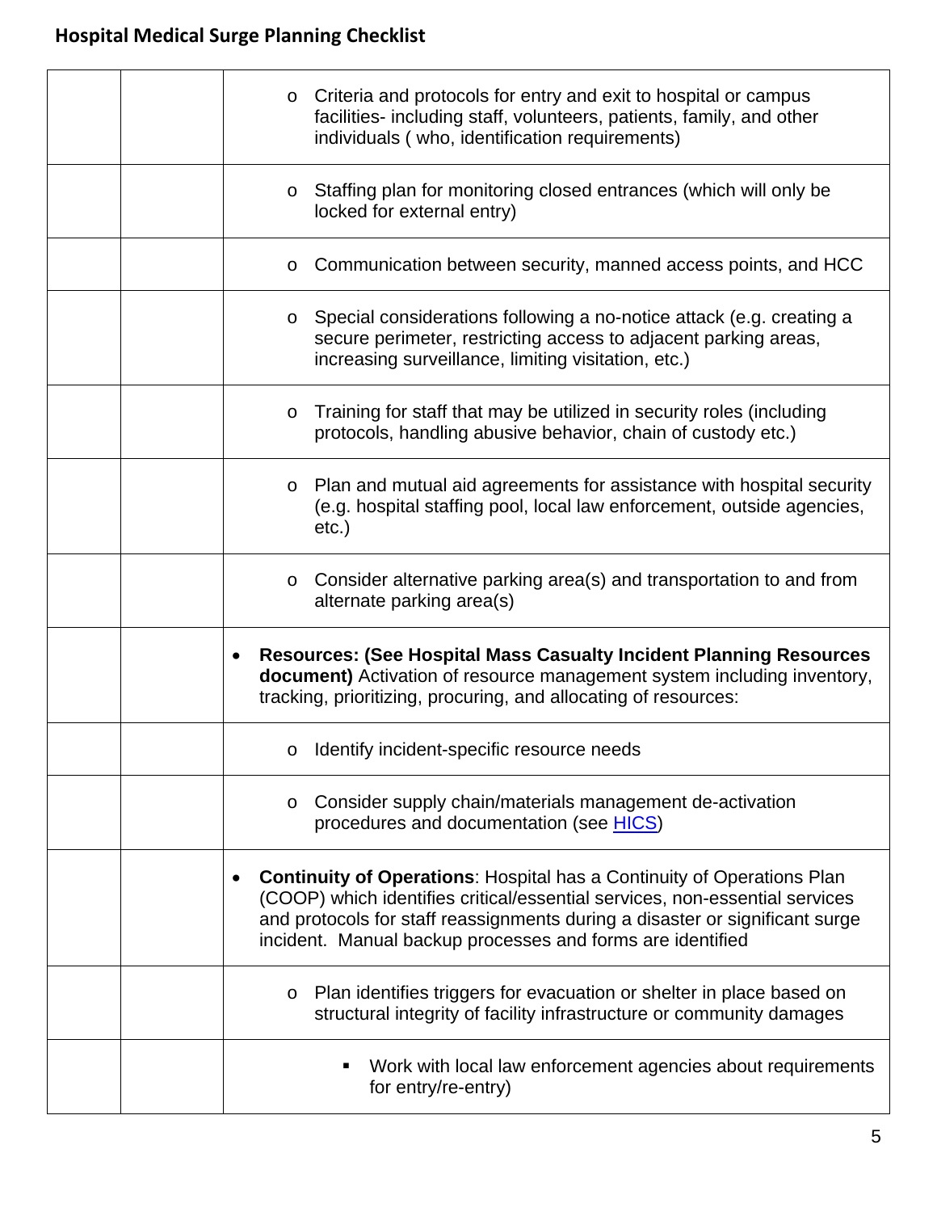| | | |
|---|---|---|
| | | o Criteria and protocols for entry and exit to hospital or campus facilities- including staff, volunteers, patients, family, and other individuals ( who, identification requirements) |
| | | o Staffing plan for monitoring closed entrances (which will only be locked for external entry) |
| | | o Communication between security, manned access points, and HCC |
| | | o Special considerations following a no-notice attack (e.g. creating a secure perimeter, restricting access to adjacent parking areas, increasing surveillance, limiting visitation, etc.) |
| | | o Training for staff that may be utilized in security roles (including protocols, handling abusive behavior, chain of custody etc.) |
| | | o Plan and mutual aid agreements for assistance with hospital security (e.g. hospital staffing pool, local law enforcement, outside agencies, etc.) |
| | | o Consider alternative parking area(s) and transportation to and from alternate parking area(s) |
| | | • **Resources: (See Hospital Mass Casualty Incident Planning Resources document)** Activation of resource management system including inventory, tracking, prioritizing, procuring, and allocating of resources: |
| | | o Identify incident-specific resource needs |
| | | o Consider supply chain/materials management de-activation procedures and documentation (see HICS) |
| | | • **Continuity of Operations**: Hospital has a Continuity of Operations Plan (COOP) which identifies critical/essential services, non-essential services and protocols for staff reassignments during a disaster or significant surge incident. Manual backup processes and forms are identified |
| | | o Plan identifies triggers for evacuation or shelter in place based on structural integrity of facility infrastructure or community damages |
| | | ▪ Work with local law enforcement agencies about requirements for entry/re-entry) |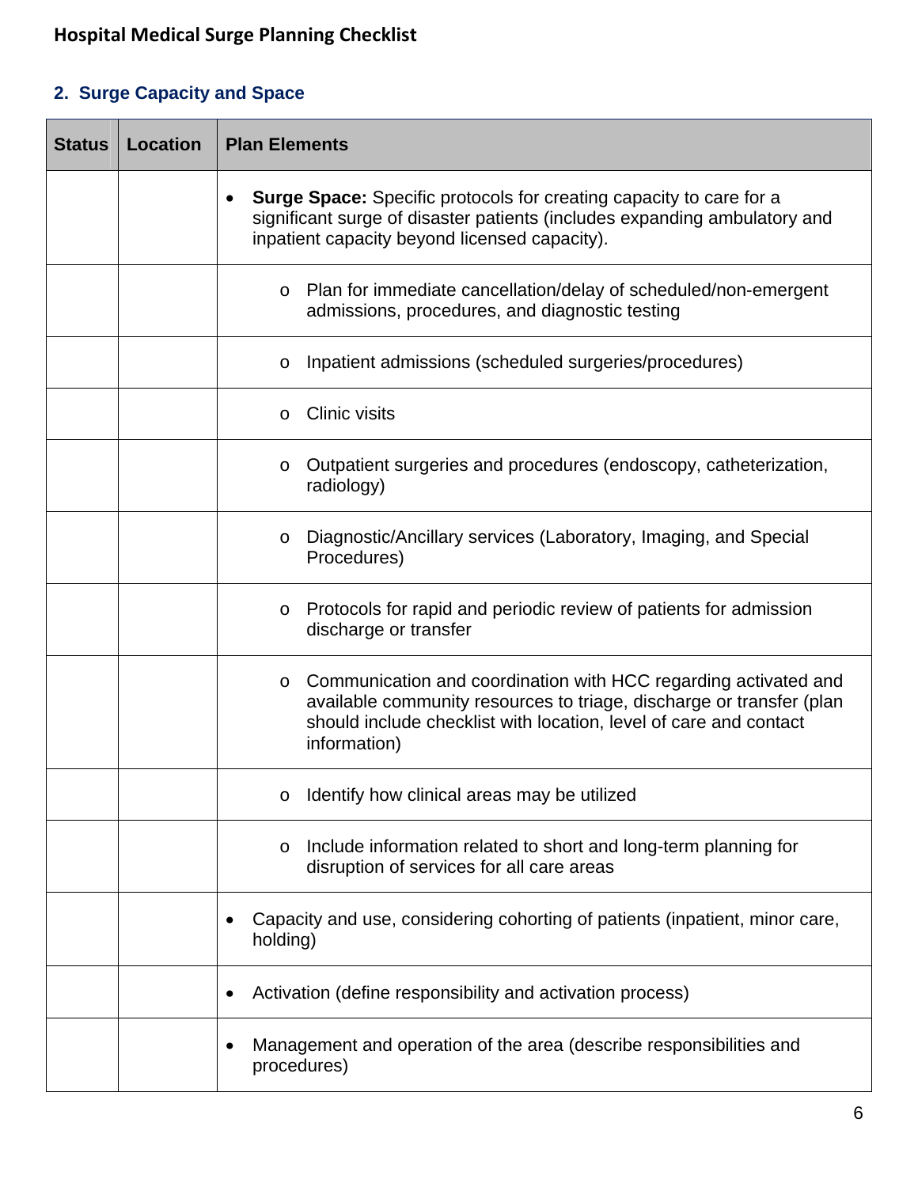## Hospital Medical Surge Planning Checklist

### 2. Surge Capacity and Space

| Status | Location | Plan Elements |
|---|---|---|
| | | • **Surge Space:** Specific protocols for creating capacity to care for a significant surge of disaster patients (includes expanding ambulatory and inpatient capacity beyond licensed capacity). |
| | | o Plan for immediate cancellation/delay of scheduled/non-emergent admissions, procedures, and diagnostic testing |
| | | o Inpatient admissions (scheduled surgeries/procedures) |
| | | o Clinic visits |
| | | o Outpatient surgeries and procedures (endoscopy, catheterization, radiology) |
| | | o Diagnostic/Ancillary services (Laboratory, Imaging, and Special Procedures) |
| | | o Protocols for rapid and periodic review of patients for admission discharge or transfer |
| | | o Communication and coordination with HCC regarding activated and available community resources to triage, discharge or transfer (plan should include checklist with location, level of care and contact information) |
| | | o Identify how clinical areas may be utilized |
| | | o Include information related to short and long-term planning for disruption of services for all care areas |
| | | • Capacity and use, considering cohorting of patients (inpatient, minor care, holding) |
| | | • Activation (define responsibility and activation process) |
| | | • Management and operation of the area (describe responsibilities and procedures) |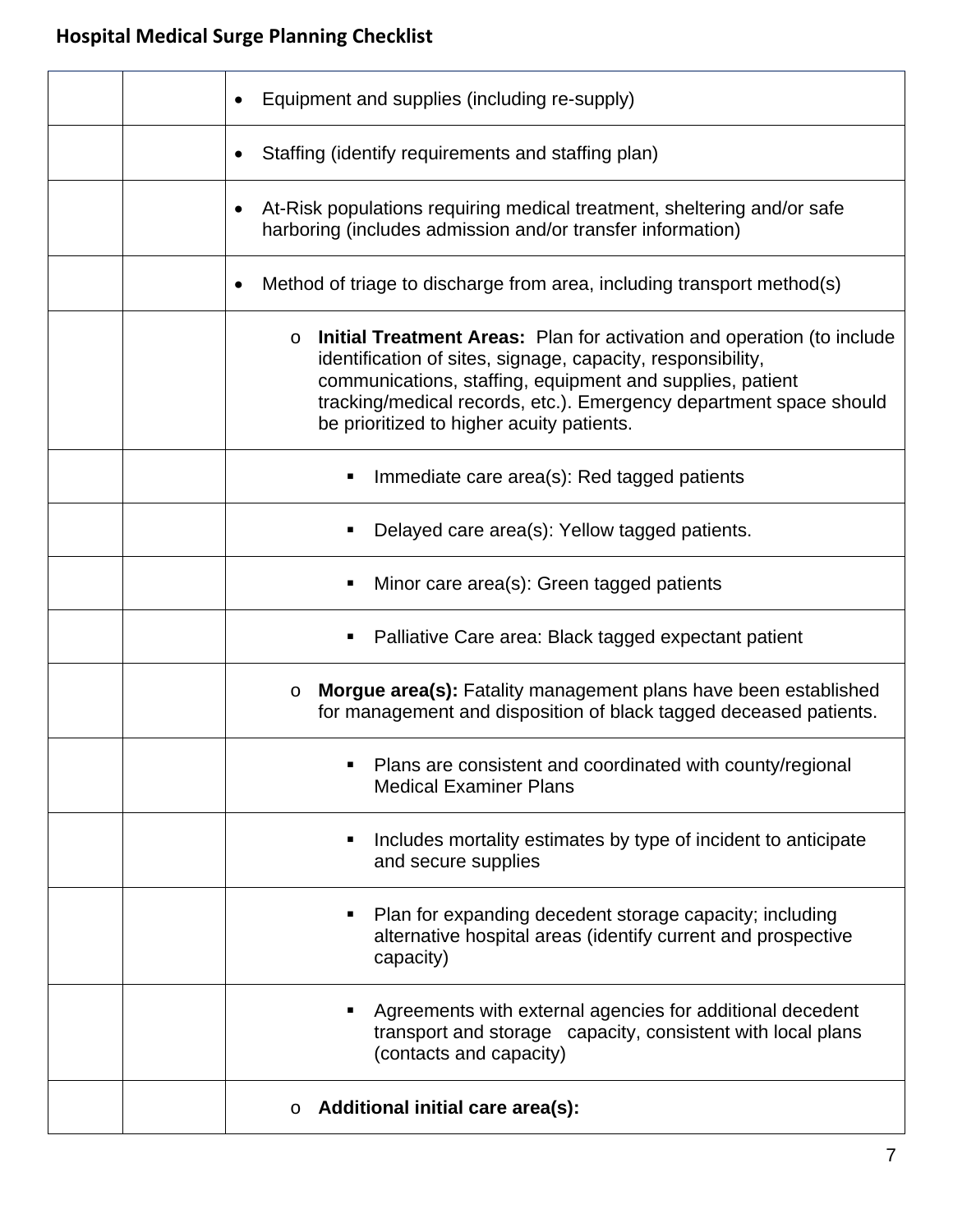## Hospital Medical Surge Planning Checklist

| | | |
|---|---|---|
| | | • Equipment and supplies (including re-supply) |
| | | • Staffing (identify requirements and staffing plan) |
| | | • At-Risk populations requiring medical treatment, sheltering and/or safe harboring (includes admission and/or transfer information) |
| | | • Method of triage to discharge from area, including transport method(s) |
| | | o **Initial Treatment Areas:** Plan for activation and operation (to include identification of sites, signage, capacity, responsibility, communications, staffing, equipment and supplies, patient tracking/medical records, etc.). Emergency department space should be prioritized to higher acuity patients. |
| | | ▪ Immediate care area(s): Red tagged patients |
| | | ▪ Delayed care area(s): Yellow tagged patients. |
| | | ▪ Minor care area(s): Green tagged patients |
| | | ▪ Palliative Care area: Black tagged expectant patient |
| | | o **Morgue area(s):** Fatality management plans have been established for management and disposition of black tagged deceased patients. |
| | | ▪ Plans are consistent and coordinated with county/regional Medical Examiner Plans |
| | | ▪ Includes mortality estimates by type of incident to anticipate and secure supplies |
| | | ▪ Plan for expanding decedent storage capacity; including alternative hospital areas (identify current and prospective capacity) |
| | | ▪ Agreements with external agencies for additional decedent transport and storage capacity, consistent with local plans (contacts and capacity) |
| | | o **Additional initial care area(s):** |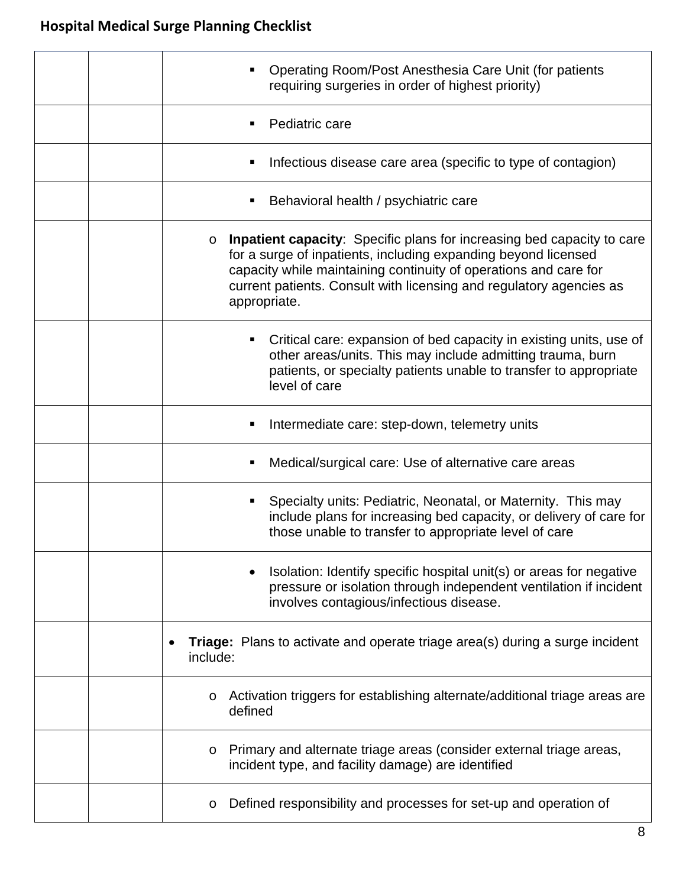| | | |
|---|---|---|
| | | ▪ Operating Room/Post Anesthesia Care Unit (for patients requiring surgeries in order of highest priority) |
| | | ▪ Pediatric care |
| | | ▪ Infectious disease care area (specific to type of contagion) |
| | | ▪ Behavioral health / psychiatric care |
| | | o **Inpatient capacity**: Specific plans for increasing bed capacity to care for a surge of inpatients, including expanding beyond licensed capacity while maintaining continuity of operations and care for current patients. Consult with licensing and regulatory agencies as appropriate. |
| | | ▪ Critical care: expansion of bed capacity in existing units, use of other areas/units. This may include admitting trauma, burn patients, or specialty patients unable to transfer to appropriate level of care |
| | | ▪ Intermediate care: step-down, telemetry units |
| | | ▪ Medical/surgical care: Use of alternative care areas |
| | | ▪ Specialty units: Pediatric, Neonatal, or Maternity. This may include plans for increasing bed capacity, or delivery of care for those unable to transfer to appropriate level of care |
| | | • Isolation: Identify specific hospital unit(s) or areas for negative pressure or isolation through independent ventilation if incident involves contagious/infectious disease. |
| | | • **Triage:** Plans to activate and operate triage area(s) during a surge incident include: |
| | | o Activation triggers for establishing alternate/additional triage areas are defined |
| | | o Primary and alternate triage areas (consider external triage areas, incident type, and facility damage) are identified |
| | | o Defined responsibility and processes for set-up and operation of |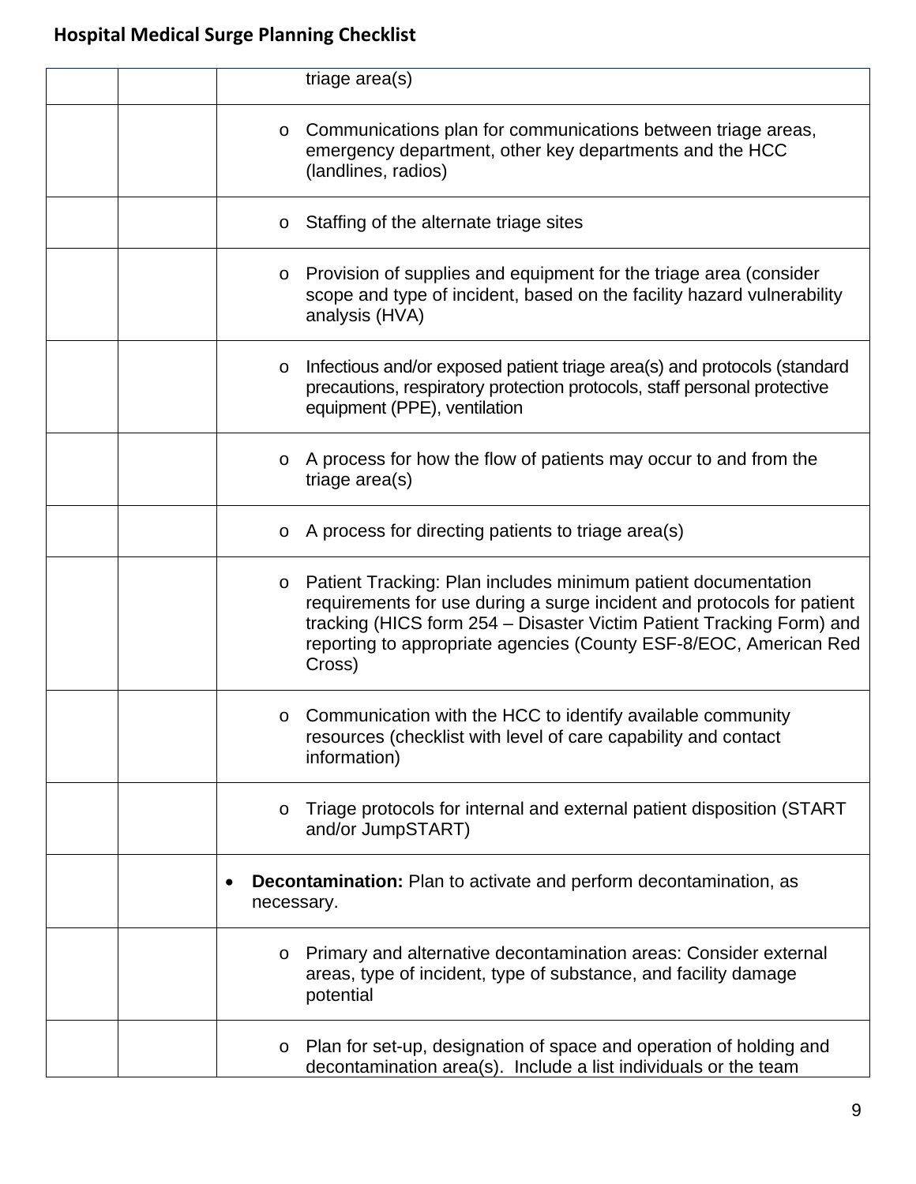| | | |
|---|---|---|
| | | triage area(s) |
| | | o Communications plan for communications between triage areas, emergency department, other key departments and the HCC (landlines, radios) |
| | | o Staffing of the alternate triage sites |
| | | o Provision of supplies and equipment for the triage area (consider scope and type of incident, based on the facility hazard vulnerability analysis (HVA) |
| | | o Infectious and/or exposed patient triage area(s) and protocols (standard precautions, respiratory protection protocols, staff personal protective equipment (PPE), ventilation |
| | | o A process for how the flow of patients may occur to and from the triage area(s) |
| | | o A process for directing patients to triage area(s) |
| | | o Patient Tracking: Plan includes minimum patient documentation requirements for use during a surge incident and protocols for patient tracking (HICS form 254 – Disaster Victim Patient Tracking Form) and reporting to appropriate agencies (County ESF-8/EOC, American Red Cross) |
| | | o Communication with the HCC to identify available community resources (checklist with level of care capability and contact information) |
| | | o Triage protocols for internal and external patient disposition (START and/or JumpSTART) |
| | | • **Decontamination:** Plan to activate and perform decontamination, as necessary. |
| | | o Primary and alternative decontamination areas: Consider external areas, type of incident, type of substance, and facility damage potential |
| | | o Plan for set-up, designation of space and operation of holding and decontamination area(s). Include a list individuals or the team |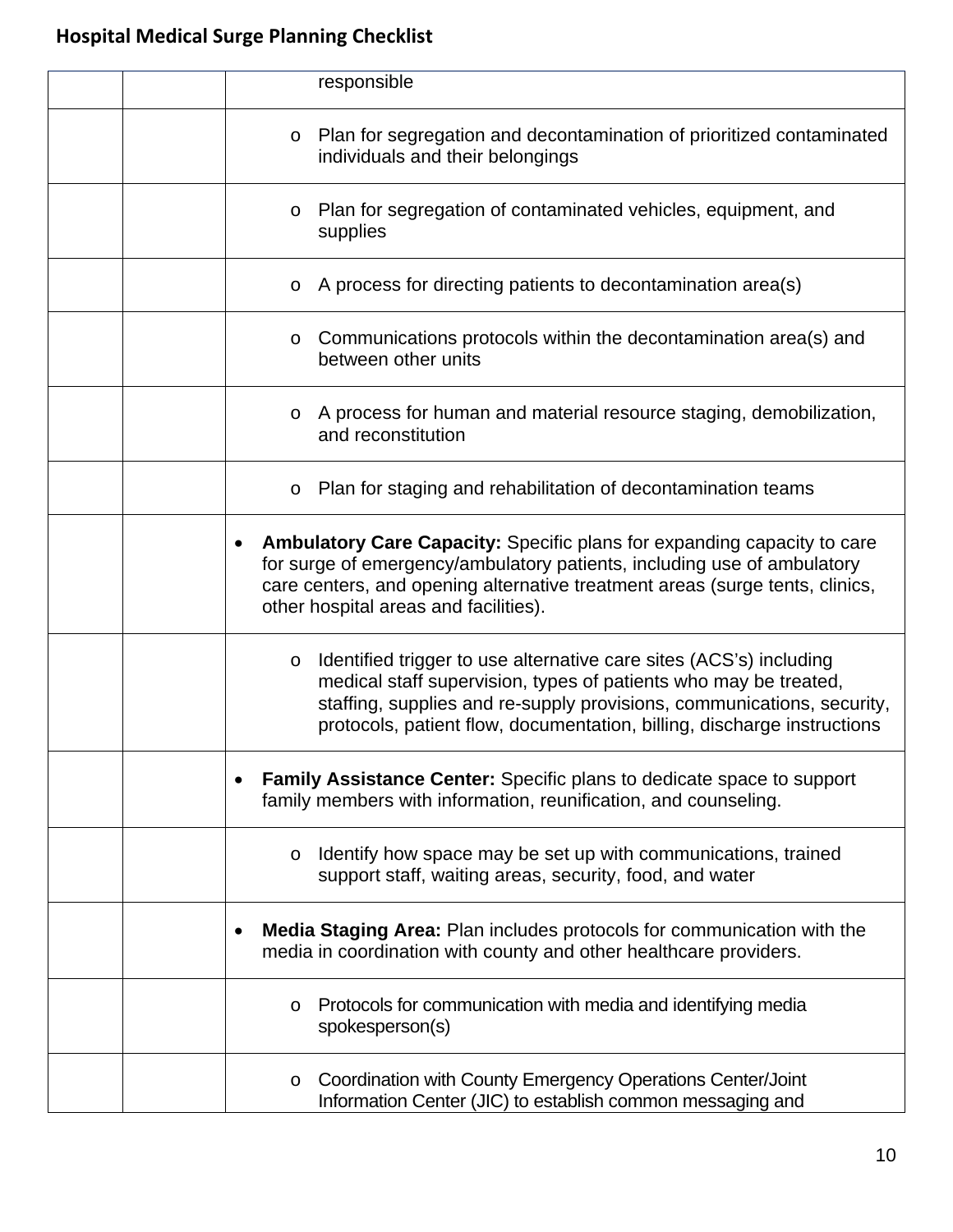| | | |
|---|---|---|
| | | responsible |
| | | o Plan for segregation and decontamination of prioritized contaminated individuals and their belongings |
| | | o Plan for segregation of contaminated vehicles, equipment, and supplies |
| | | o A process for directing patients to decontamination area(s) |
| | | o Communications protocols within the decontamination area(s) and between other units |
| | | o A process for human and material resource staging, demobilization, and reconstitution |
| | | o Plan for staging and rehabilitation of decontamination teams |
| | | • **Ambulatory Care Capacity:** Specific plans for expanding capacity to care for surge of emergency/ambulatory patients, including use of ambulatory care centers, and opening alternative treatment areas (surge tents, clinics, other hospital areas and facilities). |
| | | o Identified trigger to use alternative care sites (ACS's) including medical staff supervision, types of patients who may be treated, staffing, supplies and re-supply provisions, communications, security, protocols, patient flow, documentation, billing, discharge instructions |
| | | • **Family Assistance Center:** Specific plans to dedicate space to support family members with information, reunification, and counseling. |
| | | o Identify how space may be set up with communications, trained support staff, waiting areas, security, food, and water |
| | | • **Media Staging Area:** Plan includes protocols for communication with the media in coordination with county and other healthcare providers. |
| | | o Protocols for communication with media and identifying media spokesperson(s) |
| | | o Coordination with County Emergency Operations Center/Joint Information Center (JIC) to establish common messaging and |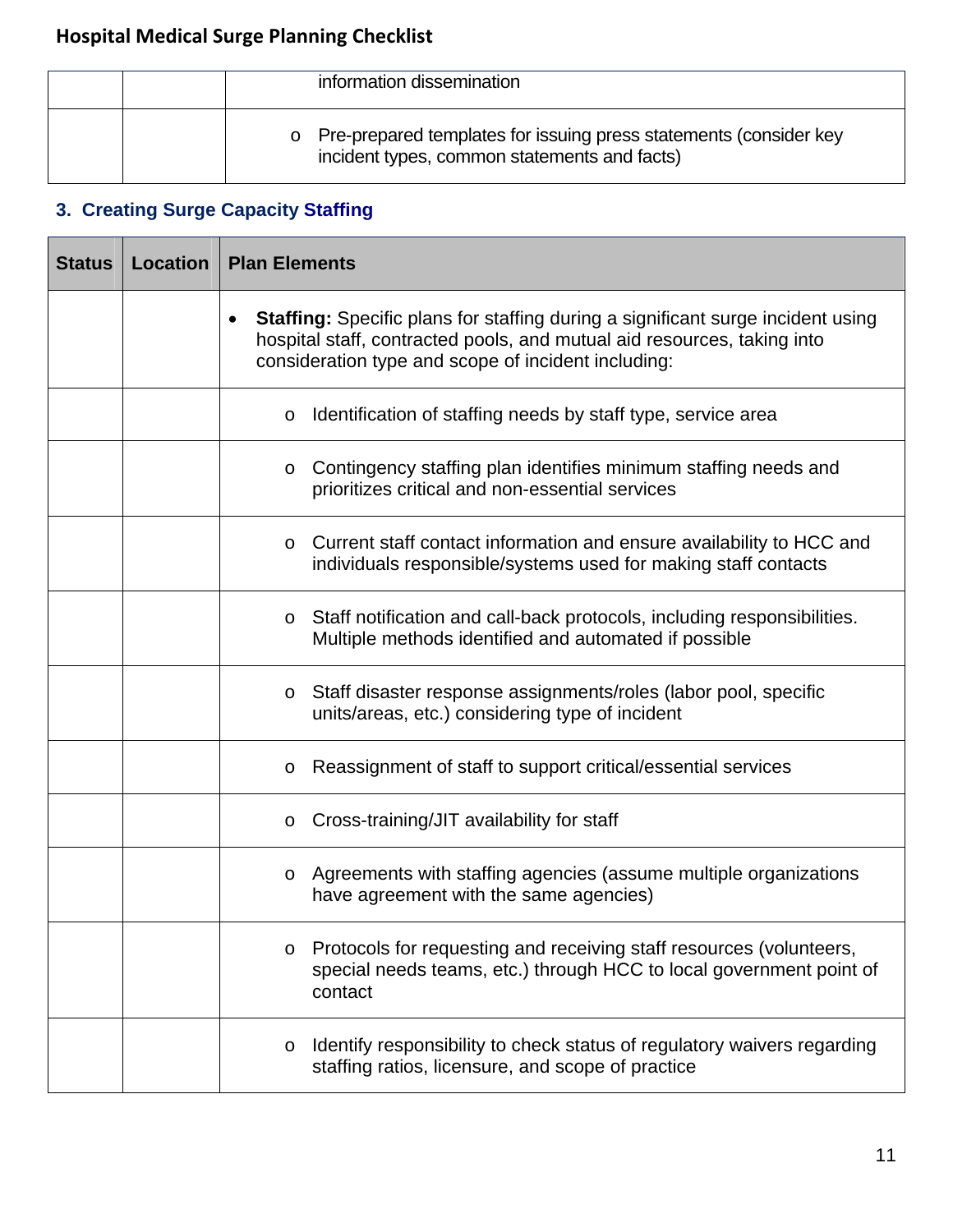| | | information dissemination |
|---|---|---|
| | | o Pre-prepared templates for issuing press statements (consider key incident types, common statements and facts) |

### 3. Creating Surge Capacity Staffing

| Status | Location | Plan Elements |
|---|---|---|
| | | • **Staffing:** Specific plans for staffing during a significant surge incident using hospital staff, contracted pools, and mutual aid resources, taking into consideration type and scope of incident including: |
| | | o Identification of staffing needs by staff type, service area |
| | | o Contingency staffing plan identifies minimum staffing needs and prioritizes critical and non-essential services |
| | | o Current staff contact information and ensure availability to HCC and individuals responsible/systems used for making staff contacts |
| | | o Staff notification and call-back protocols, including responsibilities. Multiple methods identified and automated if possible |
| | | o Staff disaster response assignments/roles (labor pool, specific units/areas, etc.) considering type of incident |
| | | o Reassignment of staff to support critical/essential services |
| | | o Cross-training/JIT availability for staff |
| | | o Agreements with staffing agencies (assume multiple organizations have agreement with the same agencies) |
| | | o Protocols for requesting and receiving staff resources (volunteers, special needs teams, etc.) through HCC to local government point of contact |
| | | o Identify responsibility to check status of regulatory waivers regarding staffing ratios, licensure, and scope of practice |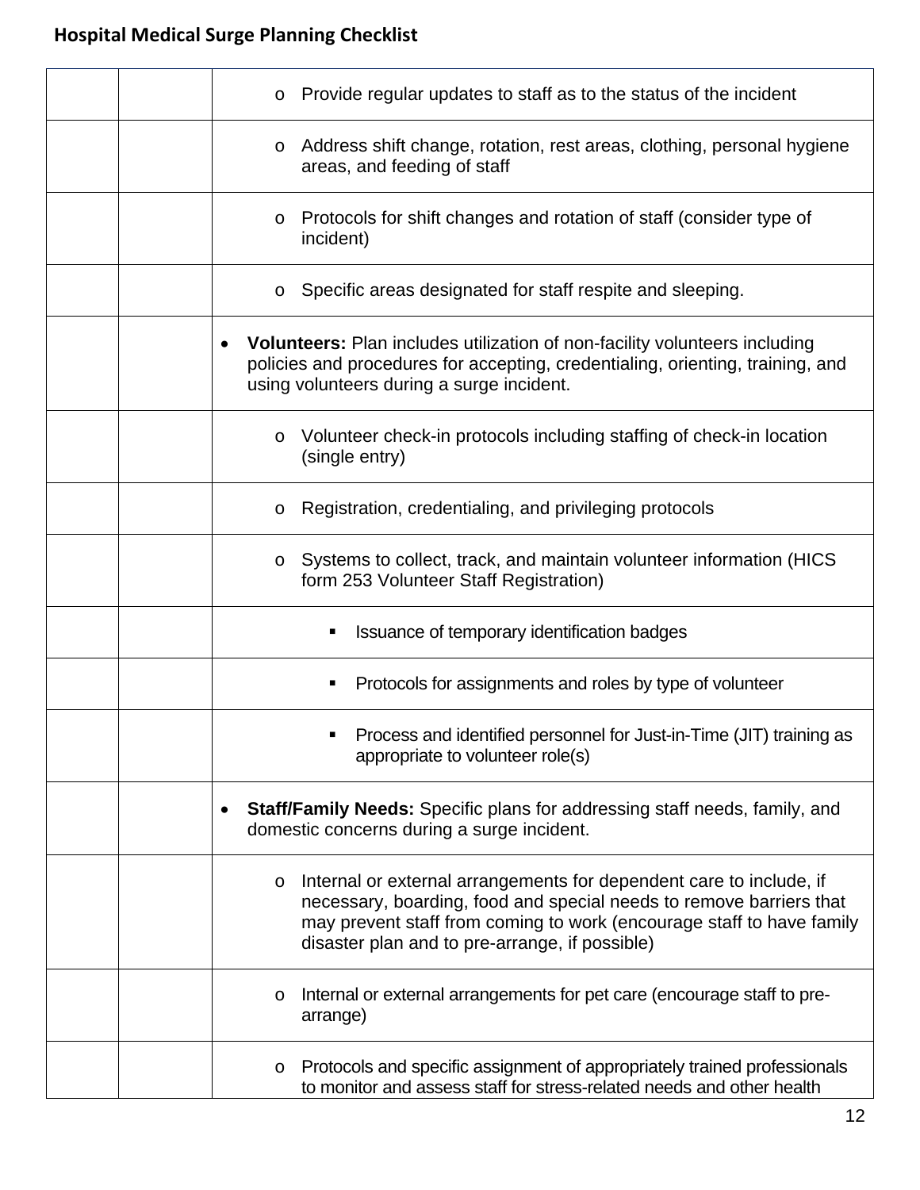| | | |
|---|---|---|
| | | o Provide regular updates to staff as to the status of the incident |
| | | o Address shift change, rotation, rest areas, clothing, personal hygiene areas, and feeding of staff |
| | | o Protocols for shift changes and rotation of staff (consider type of incident) |
| | | o Specific areas designated for staff respite and sleeping. |
| | | • **Volunteers:** Plan includes utilization of non-facility volunteers including policies and procedures for accepting, credentialing, orienting, training, and using volunteers during a surge incident. |
| | | o Volunteer check-in protocols including staffing of check-in location (single entry) |
| | | o Registration, credentialing, and privileging protocols |
| | | o Systems to collect, track, and maintain volunteer information (HICS form 253 Volunteer Staff Registration) |
| | | ▪ Issuance of temporary identification badges |
| | | ▪ Protocols for assignments and roles by type of volunteer |
| | | ▪ Process and identified personnel for Just-in-Time (JIT) training as appropriate to volunteer role(s) |
| | | • **Staff/Family Needs:** Specific plans for addressing staff needs, family, and domestic concerns during a surge incident. |
| | | o Internal or external arrangements for dependent care to include, if necessary, boarding, food and special needs to remove barriers that may prevent staff from coming to work (encourage staff to have family disaster plan and to pre-arrange, if possible) |
| | | o Internal or external arrangements for pet care (encourage staff to pre-arrange) |
| | | o Protocols and specific assignment of appropriately trained professionals to monitor and assess staff for stress-related needs and other health |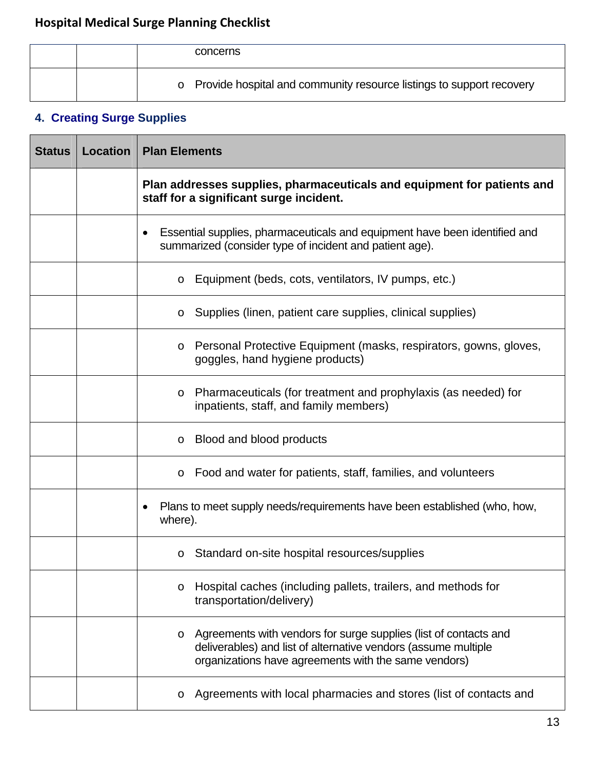| | | concerns |
|---|---|---|
| | | o Provide hospital and community resource listings to support recovery |

## 4. Creating Surge Supplies

| Status | Location | Plan Elements |
|---|---|---|
| | | **Plan addresses supplies, pharmaceuticals and equipment for patients and staff for a significant surge incident.** |
| | | • Essential supplies, pharmaceuticals and equipment have been identified and summarized (consider type of incident and patient age). |
| | | o Equipment (beds, cots, ventilators, IV pumps, etc.) |
| | | o Supplies (linen, patient care supplies, clinical supplies) |
| | | o Personal Protective Equipment (masks, respirators, gowns, gloves, goggles, hand hygiene products) |
| | | o Pharmaceuticals (for treatment and prophylaxis (as needed) for inpatients, staff, and family members) |
| | | o Blood and blood products |
| | | o Food and water for patients, staff, families, and volunteers |
| | | • Plans to meet supply needs/requirements have been established (who, how, where). |
| | | o Standard on-site hospital resources/supplies |
| | | o Hospital caches (including pallets, trailers, and methods for transportation/delivery) |
| | | o Agreements with vendors for surge supplies (list of contacts and deliverables) and list of alternative vendors (assume multiple organizations have agreements with the same vendors) |
| | | o Agreements with local pharmacies and stores (list of contacts and |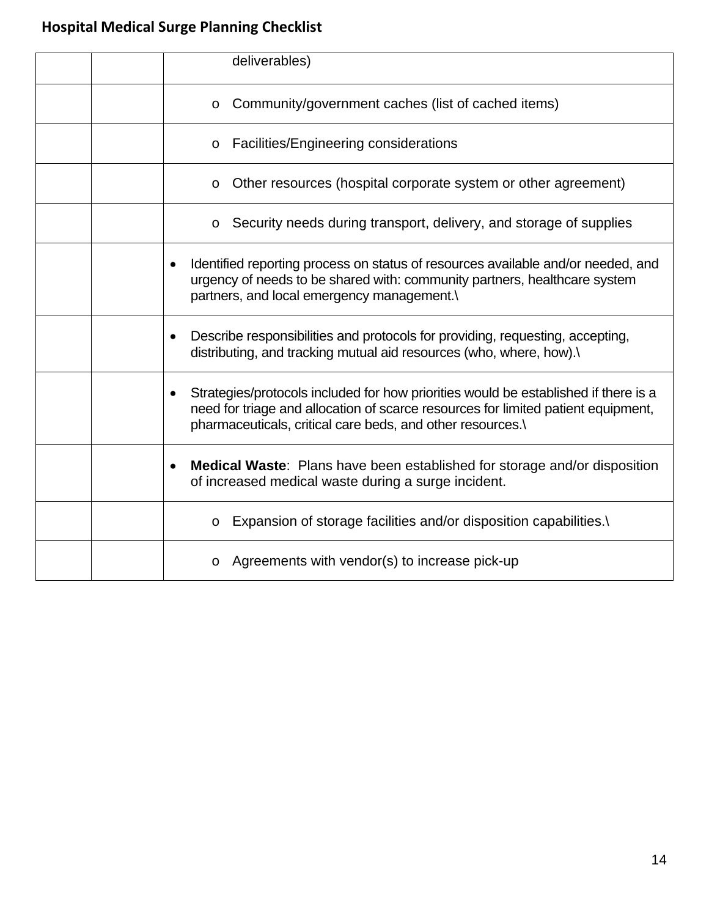| | | |
|---|---|---|
| | | deliverables) |
| | | o Community/government caches (list of cached items) |
| | | o Facilities/Engineering considerations |
| | | o Other resources (hospital corporate system or other agreement) |
| | | o Security needs during transport, delivery, and storage of supplies |
| | | • Identified reporting process on status of resources available and/or needed, and urgency of needs to be shared with: community partners, healthcare system partners, and local emergency management.\ |
| | | • Describe responsibilities and protocols for providing, requesting, accepting, distributing, and tracking mutual aid resources (who, where, how).\ |
| | | • Strategies/protocols included for how priorities would be established if there is a need for triage and allocation of scarce resources for limited patient equipment, pharmaceuticals, critical care beds, and other resources.\ |
| | | • **Medical Waste**: Plans have been established for storage and/or disposition of increased medical waste during a surge incident. |
| | | o Expansion of storage facilities and/or disposition capabilities.\ |
| | | o Agreements with vendor(s) to increase pick-up |